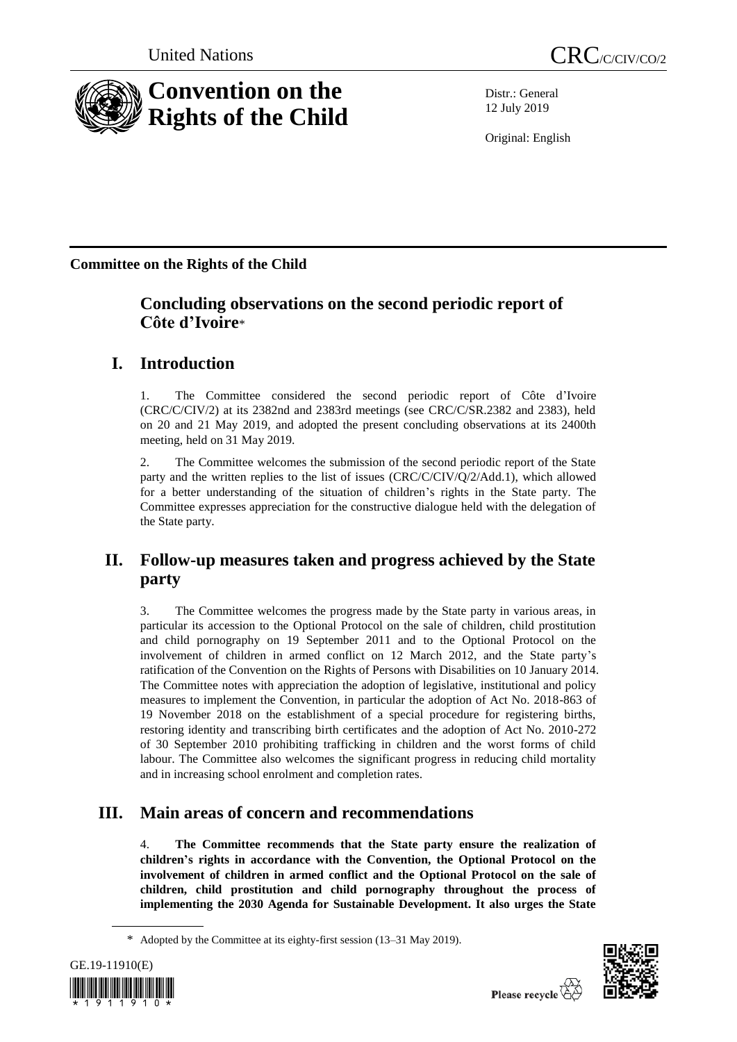United Nations | CRC/C/CIV/CO/2

# Convention on the Rights of the Child

Distr.: General
12 July 2019

Original: English

**Committee on the Rights of the Child**

## Concluding observations on the second periodic report of Côte d'Ivoire*

## I. Introduction

1. The Committee considered the second periodic report of Côte d'Ivoire (CRC/C/CIV/2) at its 2382nd and 2383rd meetings (see CRC/C/SR.2382 and 2383), held on 20 and 21 May 2019, and adopted the present concluding observations at its 2400th meeting, held on 31 May 2019.

2. The Committee welcomes the submission of the second periodic report of the State party and the written replies to the list of issues (CRC/C/CIV/Q/2/Add.1), which allowed for a better understanding of the situation of children's rights in the State party. The Committee expresses appreciation for the constructive dialogue held with the delegation of the State party.

## II. Follow-up measures taken and progress achieved by the State party

3. The Committee welcomes the progress made by the State party in various areas, in particular its accession to the Optional Protocol on the sale of children, child prostitution and child pornography on 19 September 2011 and to the Optional Protocol on the involvement of children in armed conflict on 12 March 2012, and the State party's ratification of the Convention on the Rights of Persons with Disabilities on 10 January 2014. The Committee notes with appreciation the adoption of legislative, institutional and policy measures to implement the Convention, in particular the adoption of Act No. 2018-863 of 19 November 2018 on the establishment of a special procedure for registering births, restoring identity and transcribing birth certificates and the adoption of Act No. 2010-272 of 30 September 2010 prohibiting trafficking in children and the worst forms of child labour. The Committee also welcomes the significant progress in reducing child mortality and in increasing school enrolment and completion rates.

## III. Main areas of concern and recommendations

4. **The Committee recommends that the State party ensure the realization of children's rights in accordance with the Convention, the Optional Protocol on the involvement of children in armed conflict and the Optional Protocol on the sale of children, child prostitution and child pornography throughout the process of implementing the 2030 Agenda for Sustainable Development. It also urges the State**

\* Adopted by the Committee at its eighty-first session (13–31 May 2019).

GE.19-11910(E)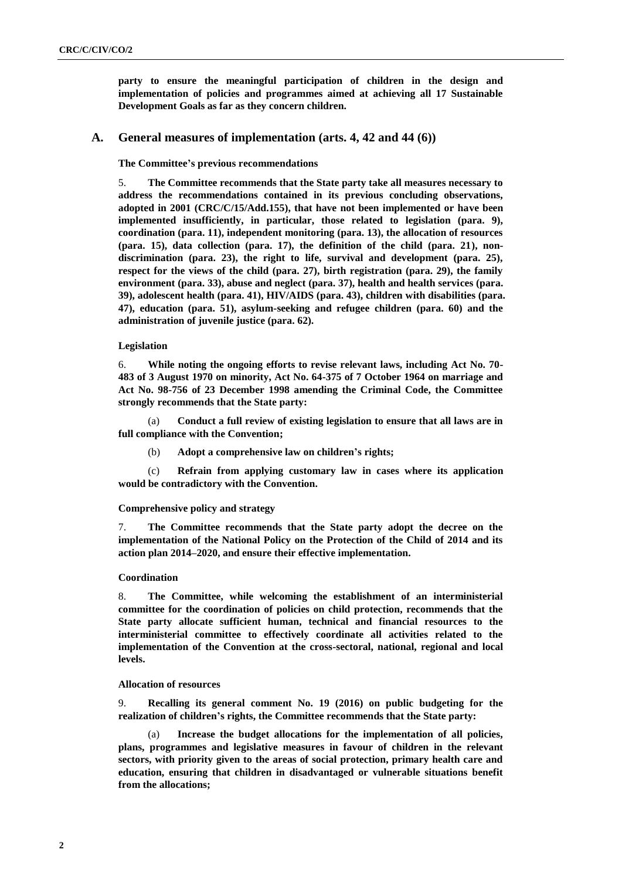**party to ensure the meaningful participation of children in the design and implementation of policies and programmes aimed at achieving all 17 Sustainable Development Goals as far as they concern children.**

## A. General measures of implementation (arts. 4, 42 and 44 (6))

**The Committee's previous recommendations**

5. **The Committee recommends that the State party take all measures necessary to address the recommendations contained in its previous concluding observations, adopted in 2001 (CRC/C/15/Add.155), that have not been implemented or have been implemented insufficiently, in particular, those related to legislation (para. 9), coordination (para. 11), independent monitoring (para. 13), the allocation of resources (para. 15), data collection (para. 17), the definition of the child (para. 21), non-discrimination (para. 23), the right to life, survival and development (para. 25), respect for the views of the child (para. 27), birth registration (para. 29), the family environment (para. 33), abuse and neglect (para. 37), health and health services (para. 39), adolescent health (para. 41), HIV/AIDS (para. 43), children with disabilities (para. 47), education (para. 51), asylum-seeking and refugee children (para. 60) and the administration of juvenile justice (para. 62).**

**Legislation**

6. **While noting the ongoing efforts to revise relevant laws, including Act No. 70-483 of 3 August 1970 on minority, Act No. 64-375 of 7 October 1964 on marriage and Act No. 98-756 of 23 December 1998 amending the Criminal Code, the Committee strongly recommends that the State party:**

(a) **Conduct a full review of existing legislation to ensure that all laws are in full compliance with the Convention;**

(b) **Adopt a comprehensive law on children's rights;**

(c) **Refrain from applying customary law in cases where its application would be contradictory with the Convention.**

**Comprehensive policy and strategy**

7. **The Committee recommends that the State party adopt the decree on the implementation of the National Policy on the Protection of the Child of 2014 and its action plan 2014–2020, and ensure their effective implementation.**

**Coordination**

8. **The Committee, while welcoming the establishment of an interministerial committee for the coordination of policies on child protection, recommends that the State party allocate sufficient human, technical and financial resources to the interministerial committee to effectively coordinate all activities related to the implementation of the Convention at the cross-sectoral, national, regional and local levels.**

**Allocation of resources**

9. **Recalling its general comment No. 19 (2016) on public budgeting for the realization of children's rights, the Committee recommends that the State party:**

(a) **Increase the budget allocations for the implementation of all policies, plans, programmes and legislative measures in favour of children in the relevant sectors, with priority given to the areas of social protection, primary health care and education, ensuring that children in disadvantaged or vulnerable situations benefit from the allocations;**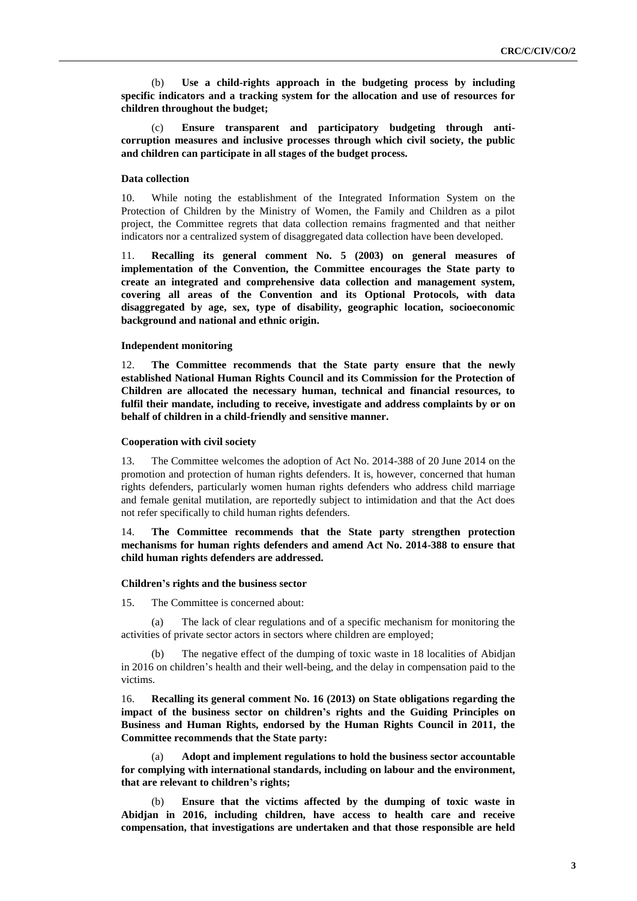(b) **Use a child-rights approach in the budgeting process by including specific indicators and a tracking system for the allocation and use of resources for children throughout the budget;**

(c) **Ensure transparent and participatory budgeting through anti-corruption measures and inclusive processes through which civil society, the public and children can participate in all stages of the budget process.**

### Data collection

10. While noting the establishment of the Integrated Information System on the Protection of Children by the Ministry of Women, the Family and Children as a pilot project, the Committee regrets that data collection remains fragmented and that neither indicators nor a centralized system of disaggregated data collection have been developed.

11. **Recalling its general comment No. 5 (2003) on general measures of implementation of the Convention, the Committee encourages the State party to create an integrated and comprehensive data collection and management system, covering all areas of the Convention and its Optional Protocols, with data disaggregated by age, sex, type of disability, geographic location, socioeconomic background and national and ethnic origin.**

### Independent monitoring

12. **The Committee recommends that the State party ensure that the newly established National Human Rights Council and its Commission for the Protection of Children are allocated the necessary human, technical and financial resources, to fulfil their mandate, including to receive, investigate and address complaints by or on behalf of children in a child-friendly and sensitive manner.**

### Cooperation with civil society

13. The Committee welcomes the adoption of Act No. 2014-388 of 20 June 2014 on the promotion and protection of human rights defenders. It is, however, concerned that human rights defenders, particularly women human rights defenders who address child marriage and female genital mutilation, are reportedly subject to intimidation and that the Act does not refer specifically to child human rights defenders.

14. **The Committee recommends that the State party strengthen protection mechanisms for human rights defenders and amend Act No. 2014-388 to ensure that child human rights defenders are addressed.**

### Children's rights and the business sector

15. The Committee is concerned about:

(a) The lack of clear regulations and of a specific mechanism for monitoring the activities of private sector actors in sectors where children are employed;

(b) The negative effect of the dumping of toxic waste in 18 localities of Abidjan in 2016 on children's health and their well-being, and the delay in compensation paid to the victims.

16. **Recalling its general comment No. 16 (2013) on State obligations regarding the impact of the business sector on children's rights and the Guiding Principles on Business and Human Rights, endorsed by the Human Rights Council in 2011, the Committee recommends that the State party:**

(a) **Adopt and implement regulations to hold the business sector accountable for complying with international standards, including on labour and the environment, that are relevant to children's rights;**

(b) **Ensure that the victims affected by the dumping of toxic waste in Abidjan in 2016, including children, have access to health care and receive compensation, that investigations are undertaken and that those responsible are held**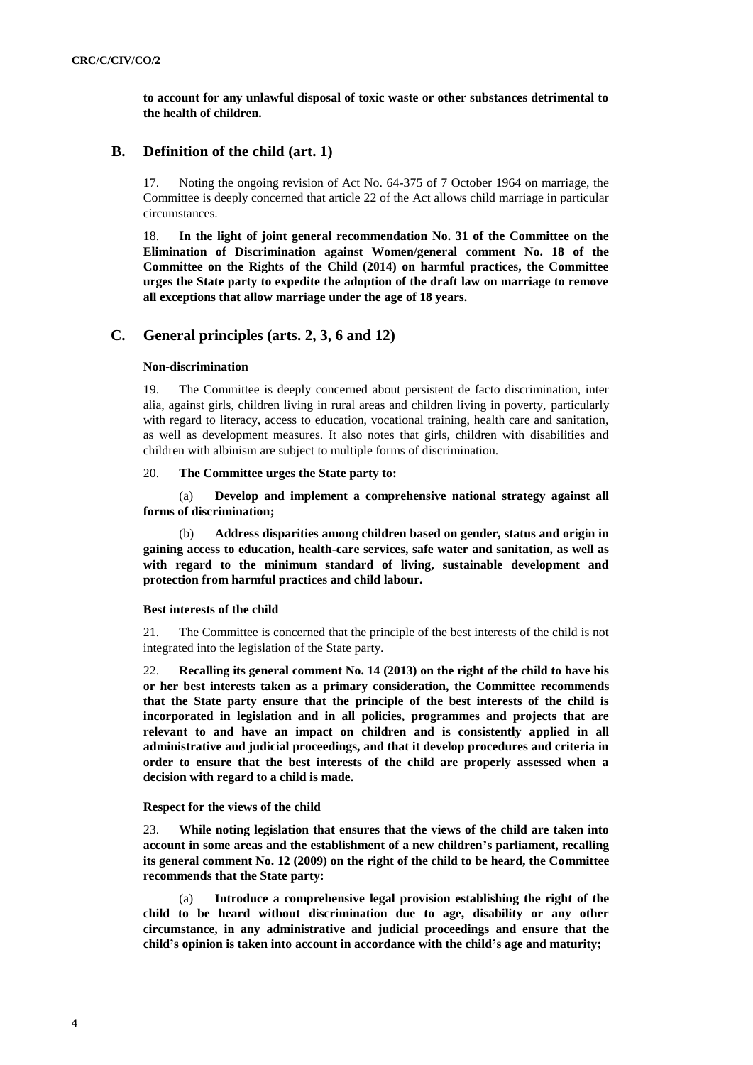**to account for any unlawful disposal of toxic waste or other substances detrimental to the health of children.**

## B. Definition of the child (art. 1)

17. Noting the ongoing revision of Act No. 64-375 of 7 October 1964 on marriage, the Committee is deeply concerned that article 22 of the Act allows child marriage in particular circumstances.

18. **In the light of joint general recommendation No. 31 of the Committee on the Elimination of Discrimination against Women/general comment No. 18 of the Committee on the Rights of the Child (2014) on harmful practices, the Committee urges the State party to expedite the adoption of the draft law on marriage to remove all exceptions that allow marriage under the age of 18 years.**

## C. General principles (arts. 2, 3, 6 and 12)

### Non-discrimination

19. The Committee is deeply concerned about persistent de facto discrimination, inter alia, against girls, children living in rural areas and children living in poverty, particularly with regard to literacy, access to education, vocational training, health care and sanitation, as well as development measures. It also notes that girls, children with disabilities and children with albinism are subject to multiple forms of discrimination.

20. **The Committee urges the State party to:**

(a) **Develop and implement a comprehensive national strategy against all forms of discrimination;**

(b) **Address disparities among children based on gender, status and origin in gaining access to education, health-care services, safe water and sanitation, as well as with regard to the minimum standard of living, sustainable development and protection from harmful practices and child labour.**

### Best interests of the child

21. The Committee is concerned that the principle of the best interests of the child is not integrated into the legislation of the State party.

22. **Recalling its general comment No. 14 (2013) on the right of the child to have his or her best interests taken as a primary consideration, the Committee recommends that the State party ensure that the principle of the best interests of the child is incorporated in legislation and in all policies, programmes and projects that are relevant to and have an impact on children and is consistently applied in all administrative and judicial proceedings, and that it develop procedures and criteria in order to ensure that the best interests of the child are properly assessed when a decision with regard to a child is made.**

### Respect for the views of the child

23. **While noting legislation that ensures that the views of the child are taken into account in some areas and the establishment of a new children's parliament, recalling its general comment No. 12 (2009) on the right of the child to be heard, the Committee recommends that the State party:**

(a) **Introduce a comprehensive legal provision establishing the right of the child to be heard without discrimination due to age, disability or any other circumstance, in any administrative and judicial proceedings and ensure that the child's opinion is taken into account in accordance with the child's age and maturity;**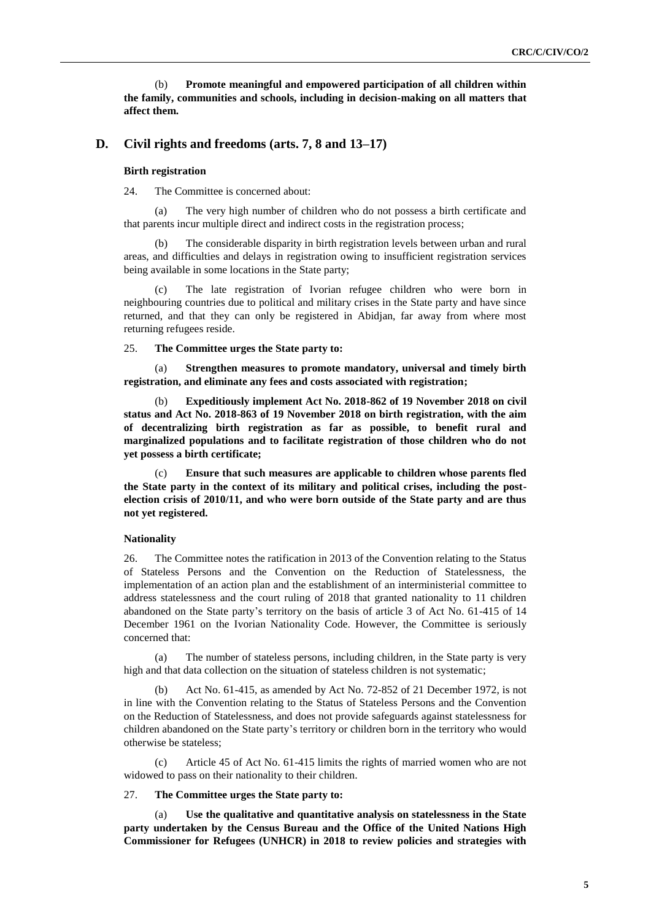(b) **Promote meaningful and empowered participation of all children within the family, communities and schools, including in decision-making on all matters that affect them.**

## D. Civil rights and freedoms (arts. 7, 8 and 13–17)

### Birth registration

24. The Committee is concerned about:

(a) The very high number of children who do not possess a birth certificate and that parents incur multiple direct and indirect costs in the registration process;

(b) The considerable disparity in birth registration levels between urban and rural areas, and difficulties and delays in registration owing to insufficient registration services being available in some locations in the State party;

(c) The late registration of Ivorian refugee children who were born in neighbouring countries due to political and military crises in the State party and have since returned, and that they can only be registered in Abidjan, far away from where most returning refugees reside.

25. **The Committee urges the State party to:**

(a) **Strengthen measures to promote mandatory, universal and timely birth registration, and eliminate any fees and costs associated with registration;**

(b) **Expeditiously implement Act No. 2018-862 of 19 November 2018 on civil status and Act No. 2018-863 of 19 November 2018 on birth registration, with the aim of decentralizing birth registration as far as possible, to benefit rural and marginalized populations and to facilitate registration of those children who do not yet possess a birth certificate;**

(c) **Ensure that such measures are applicable to children whose parents fled the State party in the context of its military and political crises, including the post-election crisis of 2010/11, and who were born outside of the State party and are thus not yet registered.**

### Nationality

26. The Committee notes the ratification in 2013 of the Convention relating to the Status of Stateless Persons and the Convention on the Reduction of Statelessness, the implementation of an action plan and the establishment of an interministerial committee to address statelessness and the court ruling of 2018 that granted nationality to 11 children abandoned on the State party's territory on the basis of article 3 of Act No. 61-415 of 14 December 1961 on the Ivorian Nationality Code. However, the Committee is seriously concerned that:

(a) The number of stateless persons, including children, in the State party is very high and that data collection on the situation of stateless children is not systematic;

(b) Act No. 61-415, as amended by Act No. 72-852 of 21 December 1972, is not in line with the Convention relating to the Status of Stateless Persons and the Convention on the Reduction of Statelessness, and does not provide safeguards against statelessness for children abandoned on the State party's territory or children born in the territory who would otherwise be stateless;

(c) Article 45 of Act No. 61-415 limits the rights of married women who are not widowed to pass on their nationality to their children.

27. **The Committee urges the State party to:**

(a) **Use the qualitative and quantitative analysis on statelessness in the State party undertaken by the Census Bureau and the Office of the United Nations High Commissioner for Refugees (UNHCR) in 2018 to review policies and strategies with**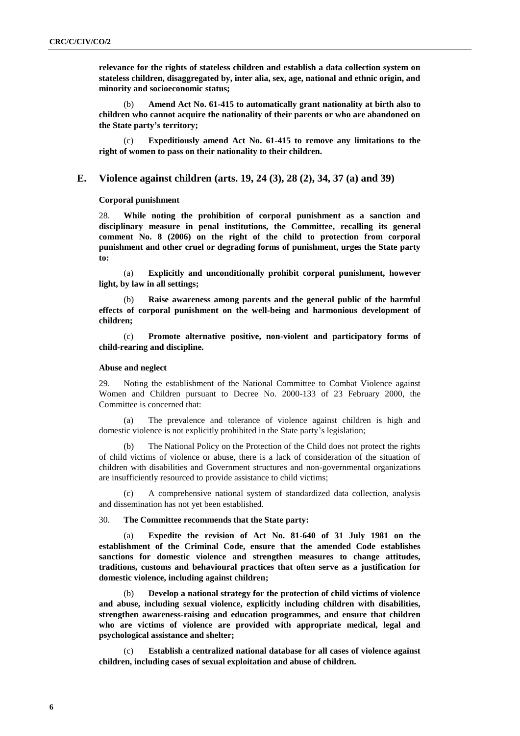**relevance for the rights of stateless children and establish a data collection system on stateless children, disaggregated by, inter alia, sex, age, national and ethnic origin, and minority and socioeconomic status;**

(b) **Amend Act No. 61-415 to automatically grant nationality at birth also to children who cannot acquire the nationality of their parents or who are abandoned on the State party's territory;**

(c) **Expeditiously amend Act No. 61-415 to remove any limitations to the right of women to pass on their nationality to their children.**

## E. Violence against children (arts. 19, 24 (3), 28 (2), 34, 37 (a) and 39)

### Corporal punishment

28. **While noting the prohibition of corporal punishment as a sanction and disciplinary measure in penal institutions, the Committee, recalling its general comment No. 8 (2006) on the right of the child to protection from corporal punishment and other cruel or degrading forms of punishment, urges the State party to:**

(a) **Explicitly and unconditionally prohibit corporal punishment, however light, by law in all settings;**

(b) **Raise awareness among parents and the general public of the harmful effects of corporal punishment on the well-being and harmonious development of children;**

(c) **Promote alternative positive, non-violent and participatory forms of child-rearing and discipline.**

### Abuse and neglect

29. Noting the establishment of the National Committee to Combat Violence against Women and Children pursuant to Decree No. 2000-133 of 23 February 2000, the Committee is concerned that:

(a) The prevalence and tolerance of violence against children is high and domestic violence is not explicitly prohibited in the State party's legislation;

(b) The National Policy on the Protection of the Child does not protect the rights of child victims of violence or abuse, there is a lack of consideration of the situation of children with disabilities and Government structures and non-governmental organizations are insufficiently resourced to provide assistance to child victims;

(c) A comprehensive national system of standardized data collection, analysis and dissemination has not yet been established.

30. **The Committee recommends that the State party:**

(a) **Expedite the revision of Act No. 81-640 of 31 July 1981 on the establishment of the Criminal Code, ensure that the amended Code establishes sanctions for domestic violence and strengthen measures to change attitudes, traditions, customs and behavioural practices that often serve as a justification for domestic violence, including against children;**

(b) **Develop a national strategy for the protection of child victims of violence and abuse, including sexual violence, explicitly including children with disabilities, strengthen awareness-raising and education programmes, and ensure that children who are victims of violence are provided with appropriate medical, legal and psychological assistance and shelter;**

(c) **Establish a centralized national database for all cases of violence against children, including cases of sexual exploitation and abuse of children.**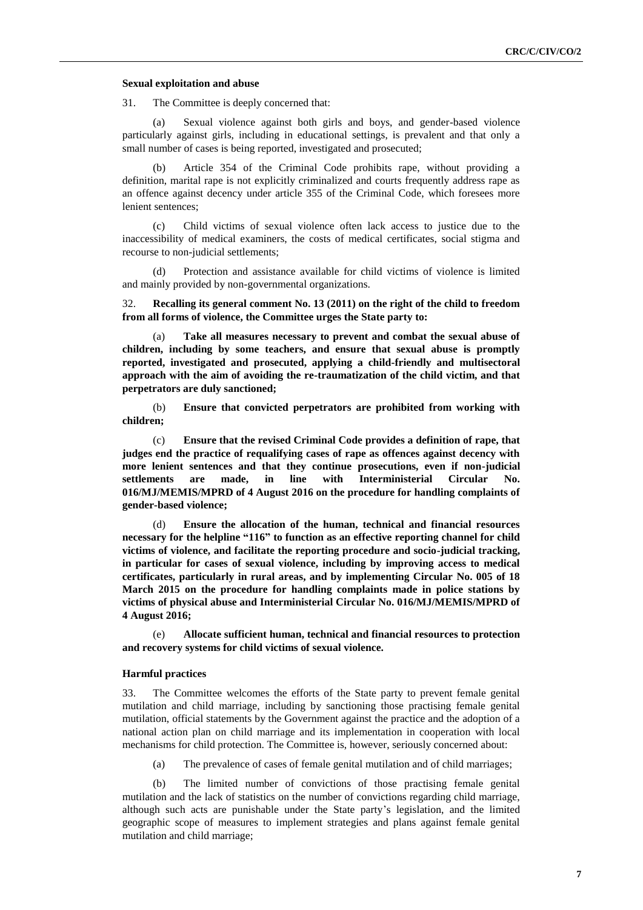### Sexual exploitation and abuse

31. The Committee is deeply concerned that:

(a) Sexual violence against both girls and boys, and gender-based violence particularly against girls, including in educational settings, is prevalent and that only a small number of cases is being reported, investigated and prosecuted;

(b) Article 354 of the Criminal Code prohibits rape, without providing a definition, marital rape is not explicitly criminalized and courts frequently address rape as an offence against decency under article 355 of the Criminal Code, which foresees more lenient sentences;

(c) Child victims of sexual violence often lack access to justice due to the inaccessibility of medical examiners, the costs of medical certificates, social stigma and recourse to non-judicial settlements;

(d) Protection and assistance available for child victims of violence is limited and mainly provided by non-governmental organizations.

32. **Recalling its general comment No. 13 (2011) on the right of the child to freedom from all forms of violence, the Committee urges the State party to:**

(a) **Take all measures necessary to prevent and combat the sexual abuse of children, including by some teachers, and ensure that sexual abuse is promptly reported, investigated and prosecuted, applying a child-friendly and multisectoral approach with the aim of avoiding the re-traumatization of the child victim, and that perpetrators are duly sanctioned;**

(b) **Ensure that convicted perpetrators are prohibited from working with children;**

(c) **Ensure that the revised Criminal Code provides a definition of rape, that judges end the practice of requalifying cases of rape as offences against decency with more lenient sentences and that they continue prosecutions, even if non-judicial settlements are made, in line with Interministerial Circular No. 016/MJ/MEMIS/MPRD of 4 August 2016 on the procedure for handling complaints of gender-based violence;**

(d) **Ensure the allocation of the human, technical and financial resources necessary for the helpline "116" to function as an effective reporting channel for child victims of violence, and facilitate the reporting procedure and socio-judicial tracking, in particular for cases of sexual violence, including by improving access to medical certificates, particularly in rural areas, and by implementing Circular No. 005 of 18 March 2015 on the procedure for handling complaints made in police stations by victims of physical abuse and Interministerial Circular No. 016/MJ/MEMIS/MPRD of 4 August 2016;**

(e) **Allocate sufficient human, technical and financial resources to protection and recovery systems for child victims of sexual violence.**

### Harmful practices

33. The Committee welcomes the efforts of the State party to prevent female genital mutilation and child marriage, including by sanctioning those practising female genital mutilation, official statements by the Government against the practice and the adoption of a national action plan on child marriage and its implementation in cooperation with local mechanisms for child protection. The Committee is, however, seriously concerned about:

(a) The prevalence of cases of female genital mutilation and of child marriages;

(b) The limited number of convictions of those practising female genital mutilation and the lack of statistics on the number of convictions regarding child marriage, although such acts are punishable under the State party's legislation, and the limited geographic scope of measures to implement strategies and plans against female genital mutilation and child marriage;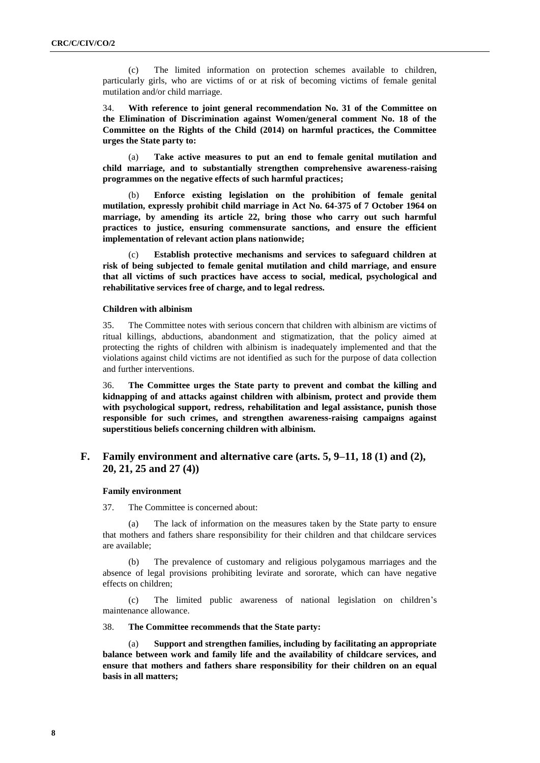(c) The limited information on protection schemes available to children, particularly girls, who are victims of or at risk of becoming victims of female genital mutilation and/or child marriage.

34. **With reference to joint general recommendation No. 31 of the Committee on the Elimination of Discrimination against Women/general comment No. 18 of the Committee on the Rights of the Child (2014) on harmful practices, the Committee urges the State party to:**

(a) **Take active measures to put an end to female genital mutilation and child marriage, and to substantially strengthen comprehensive awareness-raising programmes on the negative effects of such harmful practices;**

(b) **Enforce existing legislation on the prohibition of female genital mutilation, expressly prohibit child marriage in Act No. 64-375 of 7 October 1964 on marriage, by amending its article 22, bring those who carry out such harmful practices to justice, ensuring commensurate sanctions, and ensure the efficient implementation of relevant action plans nationwide;**

(c) **Establish protective mechanisms and services to safeguard children at risk of being subjected to female genital mutilation and child marriage, and ensure that all victims of such practices have access to social, medical, psychological and rehabilitative services free of charge, and to legal redress.**

#### Children with albinism

35. The Committee notes with serious concern that children with albinism are victims of ritual killings, abductions, abandonment and stigmatization, that the policy aimed at protecting the rights of children with albinism is inadequately implemented and that the violations against child victims are not identified as such for the purpose of data collection and further interventions.

36. **The Committee urges the State party to prevent and combat the killing and kidnapping of and attacks against children with albinism, protect and provide them with psychological support, redress, rehabilitation and legal assistance, punish those responsible for such crimes, and strengthen awareness-raising campaigns against superstitious beliefs concerning children with albinism.**

## F. Family environment and alternative care (arts. 5, 9–11, 18 (1) and (2), 20, 21, 25 and 27 (4))

#### Family environment

37. The Committee is concerned about:

(a) The lack of information on the measures taken by the State party to ensure that mothers and fathers share responsibility for their children and that childcare services are available;

(b) The prevalence of customary and religious polygamous marriages and the absence of legal provisions prohibiting levirate and sororate, which can have negative effects on children;

(c) The limited public awareness of national legislation on children's maintenance allowance.

38. **The Committee recommends that the State party:**

(a) **Support and strengthen families, including by facilitating an appropriate balance between work and family life and the availability of childcare services, and ensure that mothers and fathers share responsibility for their children on an equal basis in all matters;**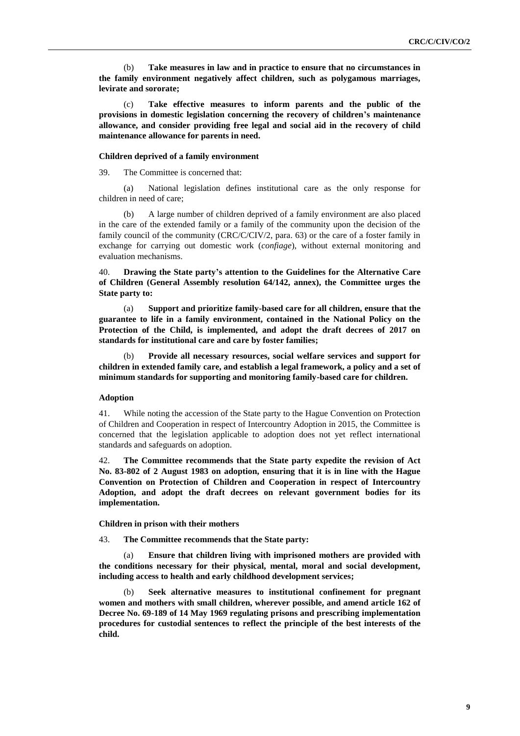(b) **Take measures in law and in practice to ensure that no circumstances in the family environment negatively affect children, such as polygamous marriages, levirate and sororate;**

(c) **Take effective measures to inform parents and the public of the provisions in domestic legislation concerning the recovery of children's maintenance allowance, and consider providing free legal and social aid in the recovery of child maintenance allowance for parents in need.**

#### Children deprived of a family environment

39. The Committee is concerned that:

(a) National legislation defines institutional care as the only response for children in need of care;

(b) A large number of children deprived of a family environment are also placed in the care of the extended family or a family of the community upon the decision of the family council of the community (CRC/C/CIV/2, para. 63) or the care of a foster family in exchange for carrying out domestic work (*confiage*), without external monitoring and evaluation mechanisms.

40. **Drawing the State party's attention to the Guidelines for the Alternative Care of Children (General Assembly resolution 64/142, annex), the Committee urges the State party to:**

(a) **Support and prioritize family-based care for all children, ensure that the guarantee to life in a family environment, contained in the National Policy on the Protection of the Child, is implemented, and adopt the draft decrees of 2017 on standards for institutional care and care by foster families;**

(b) **Provide all necessary resources, social welfare services and support for children in extended family care, and establish a legal framework, a policy and a set of minimum standards for supporting and monitoring family-based care for children.**

#### Adoption

41. While noting the accession of the State party to the Hague Convention on Protection of Children and Cooperation in respect of Intercountry Adoption in 2015, the Committee is concerned that the legislation applicable to adoption does not yet reflect international standards and safeguards on adoption.

42. **The Committee recommends that the State party expedite the revision of Act No. 83-802 of 2 August 1983 on adoption, ensuring that it is in line with the Hague Convention on Protection of Children and Cooperation in respect of Intercountry Adoption, and adopt the draft decrees on relevant government bodies for its implementation.**

#### Children in prison with their mothers

43. **The Committee recommends that the State party:**

(a) **Ensure that children living with imprisoned mothers are provided with the conditions necessary for their physical, mental, moral and social development, including access to health and early childhood development services;**

(b) **Seek alternative measures to institutional confinement for pregnant women and mothers with small children, wherever possible, and amend article 162 of Decree No. 69-189 of 14 May 1969 regulating prisons and prescribing implementation procedures for custodial sentences to reflect the principle of the best interests of the child.**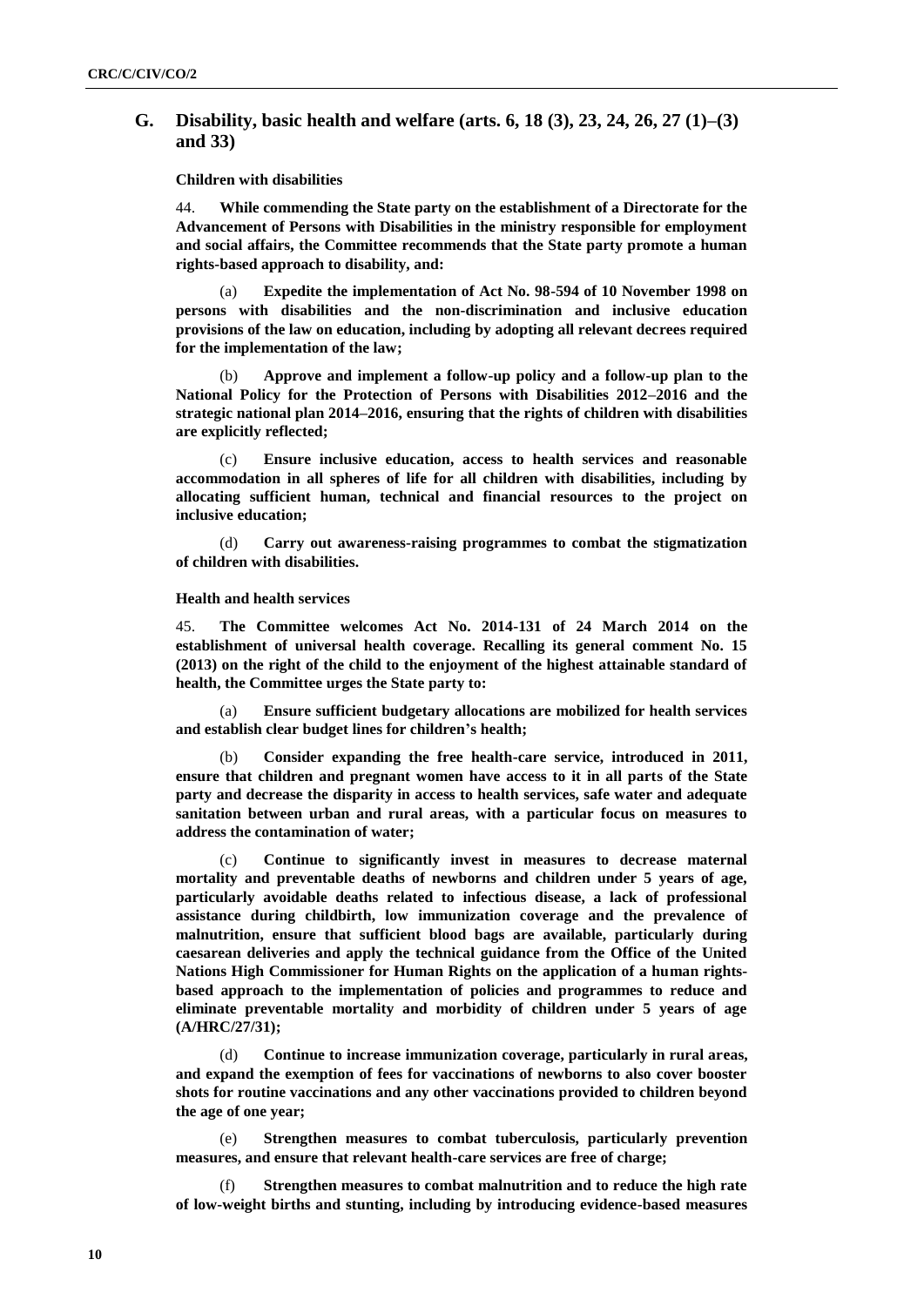## G. Disability, basic health and welfare (arts. 6, 18 (3), 23, 24, 26, 27 (1)–(3) and 33)

### Children with disabilities

44. **While commending the State party on the establishment of a Directorate for the Advancement of Persons with Disabilities in the ministry responsible for employment and social affairs, the Committee recommends that the State party promote a human rights-based approach to disability, and:**

(a) **Expedite the implementation of Act No. 98-594 of 10 November 1998 on persons with disabilities and the non-discrimination and inclusive education provisions of the law on education, including by adopting all relevant decrees required for the implementation of the law;**

(b) **Approve and implement a follow-up policy and a follow-up plan to the National Policy for the Protection of Persons with Disabilities 2012–2016 and the strategic national plan 2014–2016, ensuring that the rights of children with disabilities are explicitly reflected;**

(c) **Ensure inclusive education, access to health services and reasonable accommodation in all spheres of life for all children with disabilities, including by allocating sufficient human, technical and financial resources to the project on inclusive education;**

(d) **Carry out awareness-raising programmes to combat the stigmatization of children with disabilities.**

### Health and health services

45. **The Committee welcomes Act No. 2014-131 of 24 March 2014 on the establishment of universal health coverage. Recalling its general comment No. 15 (2013) on the right of the child to the enjoyment of the highest attainable standard of health, the Committee urges the State party to:**

(a) **Ensure sufficient budgetary allocations are mobilized for health services and establish clear budget lines for children's health;**

(b) **Consider expanding the free health-care service, introduced in 2011, ensure that children and pregnant women have access to it in all parts of the State party and decrease the disparity in access to health services, safe water and adequate sanitation between urban and rural areas, with a particular focus on measures to address the contamination of water;**

(c) **Continue to significantly invest in measures to decrease maternal mortality and preventable deaths of newborns and children under 5 years of age, particularly avoidable deaths related to infectious disease, a lack of professional assistance during childbirth, low immunization coverage and the prevalence of malnutrition, ensure that sufficient blood bags are available, particularly during caesarean deliveries and apply the technical guidance from the Office of the United Nations High Commissioner for Human Rights on the application of a human rights-based approach to the implementation of policies and programmes to reduce and eliminate preventable mortality and morbidity of children under 5 years of age (A/HRC/27/31);**

(d) **Continue to increase immunization coverage, particularly in rural areas, and expand the exemption of fees for vaccinations of newborns to also cover booster shots for routine vaccinations and any other vaccinations provided to children beyond the age of one year;**

(e) **Strengthen measures to combat tuberculosis, particularly prevention measures, and ensure that relevant health-care services are free of charge;**

(f) **Strengthen measures to combat malnutrition and to reduce the high rate of low-weight births and stunting, including by introducing evidence-based measures**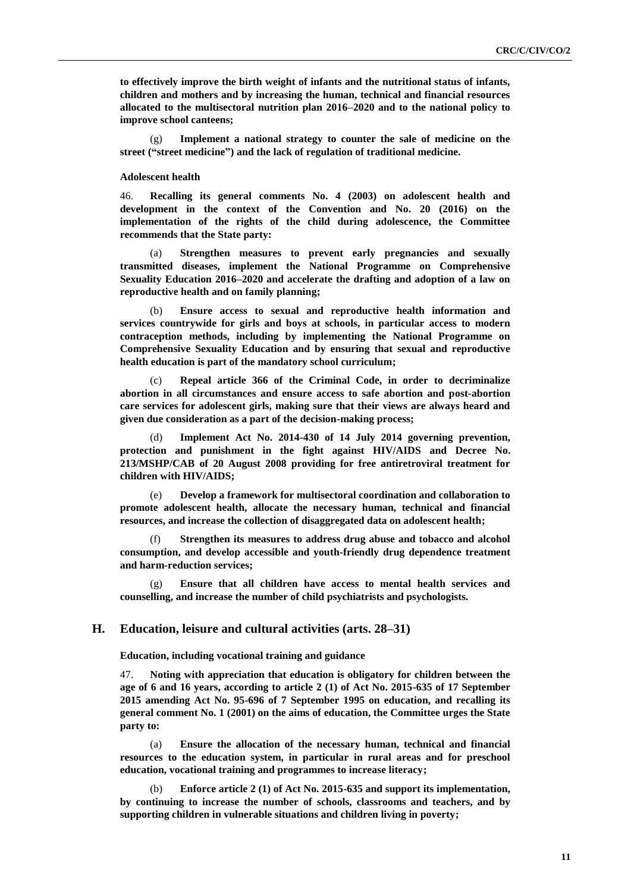**to effectively improve the birth weight of infants and the nutritional status of infants, children and mothers and by increasing the human, technical and financial resources allocated to the multisectoral nutrition plan 2016–2020 and to the national policy to improve school canteens;**

(g) **Implement a national strategy to counter the sale of medicine on the street ("street medicine") and the lack of regulation of traditional medicine.**

**Adolescent health**

46. **Recalling its general comments No. 4 (2003) on adolescent health and development in the context of the Convention and No. 20 (2016) on the implementation of the rights of the child during adolescence, the Committee recommends that the State party:**

(a) **Strengthen measures to prevent early pregnancies and sexually transmitted diseases, implement the National Programme on Comprehensive Sexuality Education 2016–2020 and accelerate the drafting and adoption of a law on reproductive health and on family planning;**

(b) **Ensure access to sexual and reproductive health information and services countrywide for girls and boys at schools, in particular access to modern contraception methods, including by implementing the National Programme on Comprehensive Sexuality Education and by ensuring that sexual and reproductive health education is part of the mandatory school curriculum;**

(c) **Repeal article 366 of the Criminal Code, in order to decriminalize abortion in all circumstances and ensure access to safe abortion and post-abortion care services for adolescent girls, making sure that their views are always heard and given due consideration as a part of the decision-making process;**

(d) **Implement Act No. 2014-430 of 14 July 2014 governing prevention, protection and punishment in the fight against HIV/AIDS and Decree No. 213/MSHP/CAB of 20 August 2008 providing for free antiretroviral treatment for children with HIV/AIDS;**

(e) **Develop a framework for multisectoral coordination and collaboration to promote adolescent health, allocate the necessary human, technical and financial resources, and increase the collection of disaggregated data on adolescent health;**

(f) **Strengthen its measures to address drug abuse and tobacco and alcohol consumption, and develop accessible and youth-friendly drug dependence treatment and harm-reduction services;**

(g) **Ensure that all children have access to mental health services and counselling, and increase the number of child psychiatrists and psychologists.**

## H. Education, leisure and cultural activities (arts. 28–31)

**Education, including vocational training and guidance**

47. **Noting with appreciation that education is obligatory for children between the age of 6 and 16 years, according to article 2 (1) of Act No. 2015-635 of 17 September 2015 amending Act No. 95-696 of 7 September 1995 on education, and recalling its general comment No. 1 (2001) on the aims of education, the Committee urges the State party to:**

(a) **Ensure the allocation of the necessary human, technical and financial resources to the education system, in particular in rural areas and for preschool education, vocational training and programmes to increase literacy;**

(b) **Enforce article 2 (1) of Act No. 2015-635 and support its implementation, by continuing to increase the number of schools, classrooms and teachers, and by supporting children in vulnerable situations and children living in poverty;**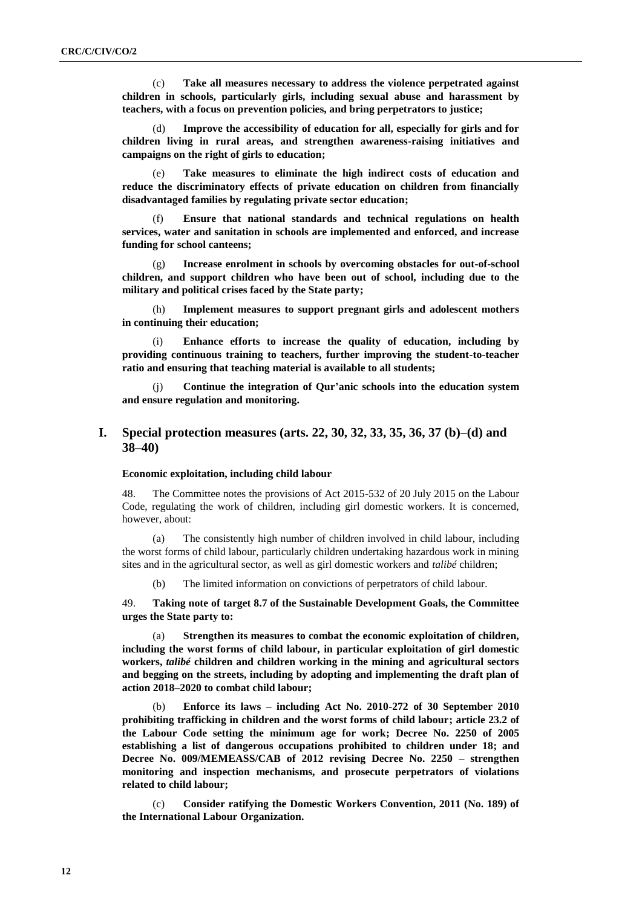(c) **Take all measures necessary to address the violence perpetrated against children in schools, particularly girls, including sexual abuse and harassment by teachers, with a focus on prevention policies, and bring perpetrators to justice;**

(d) **Improve the accessibility of education for all, especially for girls and for children living in rural areas, and strengthen awareness-raising initiatives and campaigns on the right of girls to education;**

(e) **Take measures to eliminate the high indirect costs of education and reduce the discriminatory effects of private education on children from financially disadvantaged families by regulating private sector education;**

(f) **Ensure that national standards and technical regulations on health services, water and sanitation in schools are implemented and enforced, and increase funding for school canteens;**

(g) **Increase enrolment in schools by overcoming obstacles for out-of-school children, and support children who have been out of school, including due to the military and political crises faced by the State party;**

(h) **Implement measures to support pregnant girls and adolescent mothers in continuing their education;**

(i) **Enhance efforts to increase the quality of education, including by providing continuous training to teachers, further improving the student-to-teacher ratio and ensuring that teaching material is available to all students;**

(j) **Continue the integration of Qur'anic schools into the education system and ensure regulation and monitoring.**

## I. Special protection measures (arts. 22, 30, 32, 33, 35, 36, 37 (b)–(d) and 38–40)

**Economic exploitation, including child labour**

48. The Committee notes the provisions of Act 2015-532 of 20 July 2015 on the Labour Code, regulating the work of children, including girl domestic workers. It is concerned, however, about:

(a) The consistently high number of children involved in child labour, including the worst forms of child labour, particularly children undertaking hazardous work in mining sites and in the agricultural sector, as well as girl domestic workers and *talibé* children;

(b) The limited information on convictions of perpetrators of child labour.

49. **Taking note of target 8.7 of the Sustainable Development Goals, the Committee urges the State party to:**

(a) **Strengthen its measures to combat the economic exploitation of children, including the worst forms of child labour, in particular exploitation of girl domestic workers, *talibé* children and children working in the mining and agricultural sectors and begging on the streets, including by adopting and implementing the draft plan of action 2018–2020 to combat child labour;**

(b) **Enforce its laws – including Act No. 2010-272 of 30 September 2010 prohibiting trafficking in children and the worst forms of child labour; article 23.2 of the Labour Code setting the minimum age for work; Decree No. 2250 of 2005 establishing a list of dangerous occupations prohibited to children under 18; and Decree No. 009/MEMEASS/CAB of 2012 revising Decree No. 2250 – strengthen monitoring and inspection mechanisms, and prosecute perpetrators of violations related to child labour;**

(c) **Consider ratifying the Domestic Workers Convention, 2011 (No. 189) of the International Labour Organization.**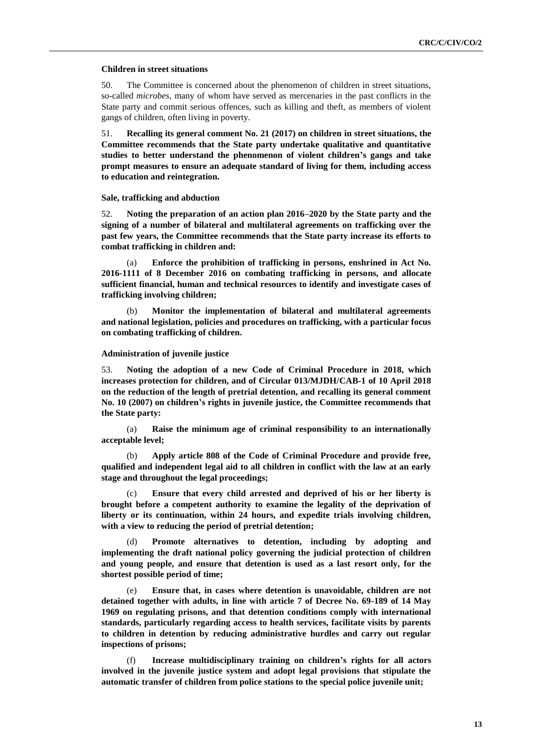### Children in street situations

50. The Committee is concerned about the phenomenon of children in street situations, so-called *microbes*, many of whom have served as mercenaries in the past conflicts in the State party and commit serious offences, such as killing and theft, as members of violent gangs of children, often living in poverty.

51. **Recalling its general comment No. 21 (2017) on children in street situations, the Committee recommends that the State party undertake qualitative and quantitative studies to better understand the phenomenon of violent children's gangs and take prompt measures to ensure an adequate standard of living for them, including access to education and reintegration.**

### Sale, trafficking and abduction

52. **Noting the preparation of an action plan 2016–2020 by the State party and the signing of a number of bilateral and multilateral agreements on trafficking over the past few years, the Committee recommends that the State party increase its efforts to combat trafficking in children and:**

(a) **Enforce the prohibition of trafficking in persons, enshrined in Act No. 2016-1111 of 8 December 2016 on combating trafficking in persons, and allocate sufficient financial, human and technical resources to identify and investigate cases of trafficking involving children;**

(b) **Monitor the implementation of bilateral and multilateral agreements and national legislation, policies and procedures on trafficking, with a particular focus on combating trafficking of children.**

### Administration of juvenile justice

53. **Noting the adoption of a new Code of Criminal Procedure in 2018, which increases protection for children, and of Circular 013/MJDH/CAB-1 of 10 April 2018 on the reduction of the length of pretrial detention, and recalling its general comment No. 10 (2007) on children's rights in juvenile justice, the Committee recommends that the State party:**

(a) **Raise the minimum age of criminal responsibility to an internationally acceptable level;**

(b) **Apply article 808 of the Code of Criminal Procedure and provide free, qualified and independent legal aid to all children in conflict with the law at an early stage and throughout the legal proceedings;**

(c) **Ensure that every child arrested and deprived of his or her liberty is brought before a competent authority to examine the legality of the deprivation of liberty or its continuation, within 24 hours, and expedite trials involving children, with a view to reducing the period of pretrial detention;**

(d) **Promote alternatives to detention, including by adopting and implementing the draft national policy governing the judicial protection of children and young people, and ensure that detention is used as a last resort only, for the shortest possible period of time;**

(e) **Ensure that, in cases where detention is unavoidable, children are not detained together with adults, in line with article 7 of Decree No. 69-189 of 14 May 1969 on regulating prisons, and that detention conditions comply with international standards, particularly regarding access to health services, facilitate visits by parents to children in detention by reducing administrative hurdles and carry out regular inspections of prisons;**

(f) **Increase multidisciplinary training on children's rights for all actors involved in the juvenile justice system and adopt legal provisions that stipulate the automatic transfer of children from police stations to the special police juvenile unit;**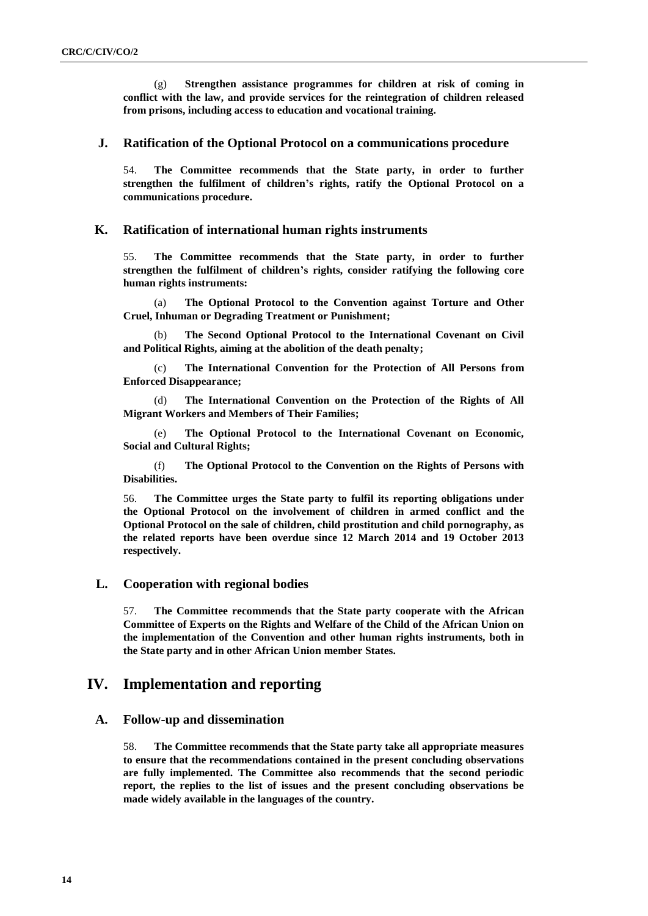(g) **Strengthen assistance programmes for children at risk of coming in conflict with the law, and provide services for the reintegration of children released from prisons, including access to education and vocational training.**

### J. Ratification of the Optional Protocol on a communications procedure

54. **The Committee recommends that the State party, in order to further strengthen the fulfilment of children's rights, ratify the Optional Protocol on a communications procedure.**

### K. Ratification of international human rights instruments

55. **The Committee recommends that the State party, in order to further strengthen the fulfilment of children's rights, consider ratifying the following core human rights instruments:**

(a) **The Optional Protocol to the Convention against Torture and Other Cruel, Inhuman or Degrading Treatment or Punishment;**

(b) **The Second Optional Protocol to the International Covenant on Civil and Political Rights, aiming at the abolition of the death penalty;**

(c) **The International Convention for the Protection of All Persons from Enforced Disappearance;**

(d) **The International Convention on the Protection of the Rights of All Migrant Workers and Members of Their Families;**

(e) **The Optional Protocol to the International Covenant on Economic, Social and Cultural Rights;**

(f) **The Optional Protocol to the Convention on the Rights of Persons with Disabilities.**

56. **The Committee urges the State party to fulfil its reporting obligations under the Optional Protocol on the involvement of children in armed conflict and the Optional Protocol on the sale of children, child prostitution and child pornography, as the related reports have been overdue since 12 March 2014 and 19 October 2013 respectively.**

### L. Cooperation with regional bodies

57. **The Committee recommends that the State party cooperate with the African Committee of Experts on the Rights and Welfare of the Child of the African Union on the implementation of the Convention and other human rights instruments, both in the State party and in other African Union member States.**

## IV. Implementation and reporting

### A. Follow-up and dissemination

58. **The Committee recommends that the State party take all appropriate measures to ensure that the recommendations contained in the present concluding observations are fully implemented. The Committee also recommends that the second periodic report, the replies to the list of issues and the present concluding observations be made widely available in the languages of the country.**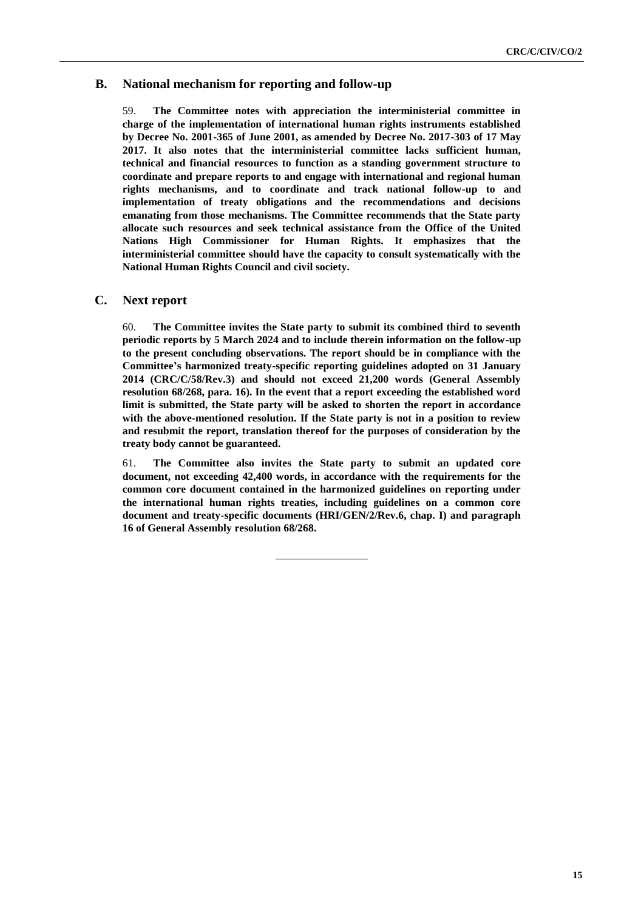## B. National mechanism for reporting and follow-up

59. **The Committee notes with appreciation the interministerial committee in charge of the implementation of international human rights instruments established by Decree No. 2001-365 of June 2001, as amended by Decree No. 2017-303 of 17 May 2017. It also notes that the interministerial committee lacks sufficient human, technical and financial resources to function as a standing government structure to coordinate and prepare reports to and engage with international and regional human rights mechanisms, and to coordinate and track national follow-up to and implementation of treaty obligations and the recommendations and decisions emanating from those mechanisms. The Committee recommends that the State party allocate such resources and seek technical assistance from the Office of the United Nations High Commissioner for Human Rights. It emphasizes that the interministerial committee should have the capacity to consult systematically with the National Human Rights Council and civil society.**

## C. Next report

60. **The Committee invites the State party to submit its combined third to seventh periodic reports by 5 March 2024 and to include therein information on the follow-up to the present concluding observations. The report should be in compliance with the Committee's harmonized treaty-specific reporting guidelines adopted on 31 January 2014 (CRC/C/58/Rev.3) and should not exceed 21,200 words (General Assembly resolution 68/268, para. 16). In the event that a report exceeding the established word limit is submitted, the State party will be asked to shorten the report in accordance with the above-mentioned resolution. If the State party is not in a position to review and resubmit the report, translation thereof for the purposes of consideration by the treaty body cannot be guaranteed.**

61. **The Committee also invites the State party to submit an updated core document, not exceeding 42,400 words, in accordance with the requirements for the common core document contained in the harmonized guidelines on reporting under the international human rights treaties, including guidelines on a common core document and treaty-specific documents (HRI/GEN/2/Rev.6, chap. I) and paragraph 16 of General Assembly resolution 68/268.**